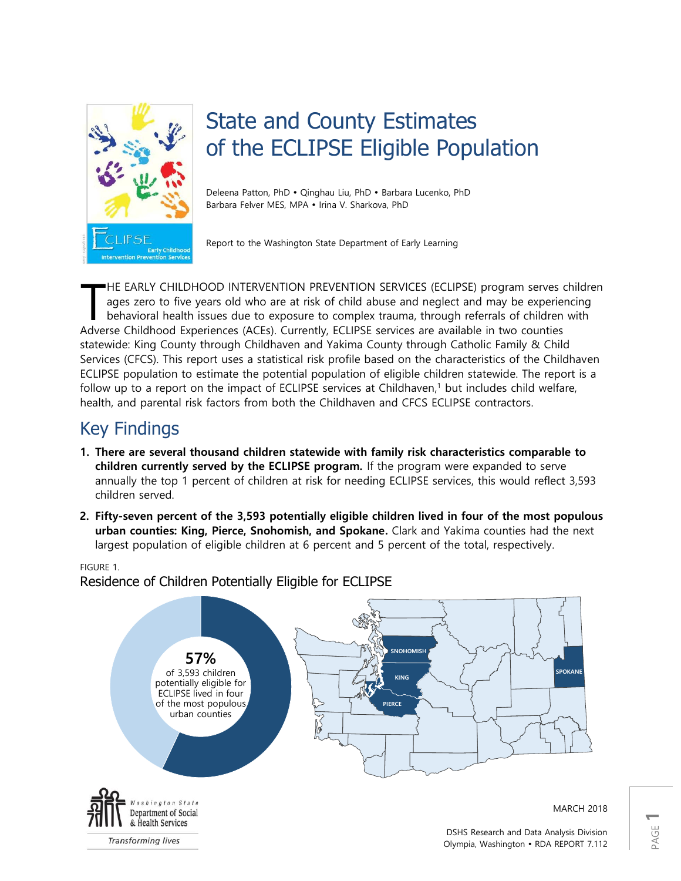# State and County Estimates of the ECLIPSE Eligible Population

Deleena Patton, PhD • Qinghau Liu, PhD • Barbara Lucenko, PhD
Barbara Felver MES, MPA • Irina V. Sharkova, PhD

Report to the Washington State Department of Early Learning

THE EARLY CHILDHOOD INTERVENTION PREVENTION SERVICES (ECLIPSE) program serves children ages zero to five years old who are at risk of child abuse and neglect and may be experiencing behavioral health issues due to exposure to complex trauma, through referrals of children with Adverse Childhood Experiences (ACEs). Currently, ECLIPSE services are available in two counties statewide: King County through Childhaven and Yakima County through Catholic Family & Child Services (CFCS). This report uses a statistical risk profile based on the characteristics of the Childhaven ECLIPSE population to estimate the potential population of eligible children statewide. The report is a follow up to a report on the impact of ECLIPSE services at Childhaven,[1] but includes child welfare, health, and parental risk factors from both the Childhaven and CFCS ECLIPSE contractors.

## Key Findings

1. **There are several thousand children statewide with family risk characteristics comparable to children currently served by the ECLIPSE program.** If the program were expanded to serve annually the top 1 percent of children at risk for needing ECLIPSE services, this would reflect 3,593 children served.
2. **Fifty-seven percent of the 3,593 potentially eligible children lived in four of the most populous urban counties: King, Pierce, Snohomish, and Spokane.** Clark and Yakima counties had the next largest population of eligible children at 6 percent and 5 percent of the total, respectively.

FIGURE 1.
Residence of Children Potentially Eligible for ECLIPSE

**57%** of 3,593 children potentially eligible for ECLIPSE lived in four of the most populous urban counties

SNOHOMISH, KING, PIERCE, SPOKANE

MARCH 2018

DSHS Research and Data Analysis Division
Olympia, Washington • RDA REPORT 7.112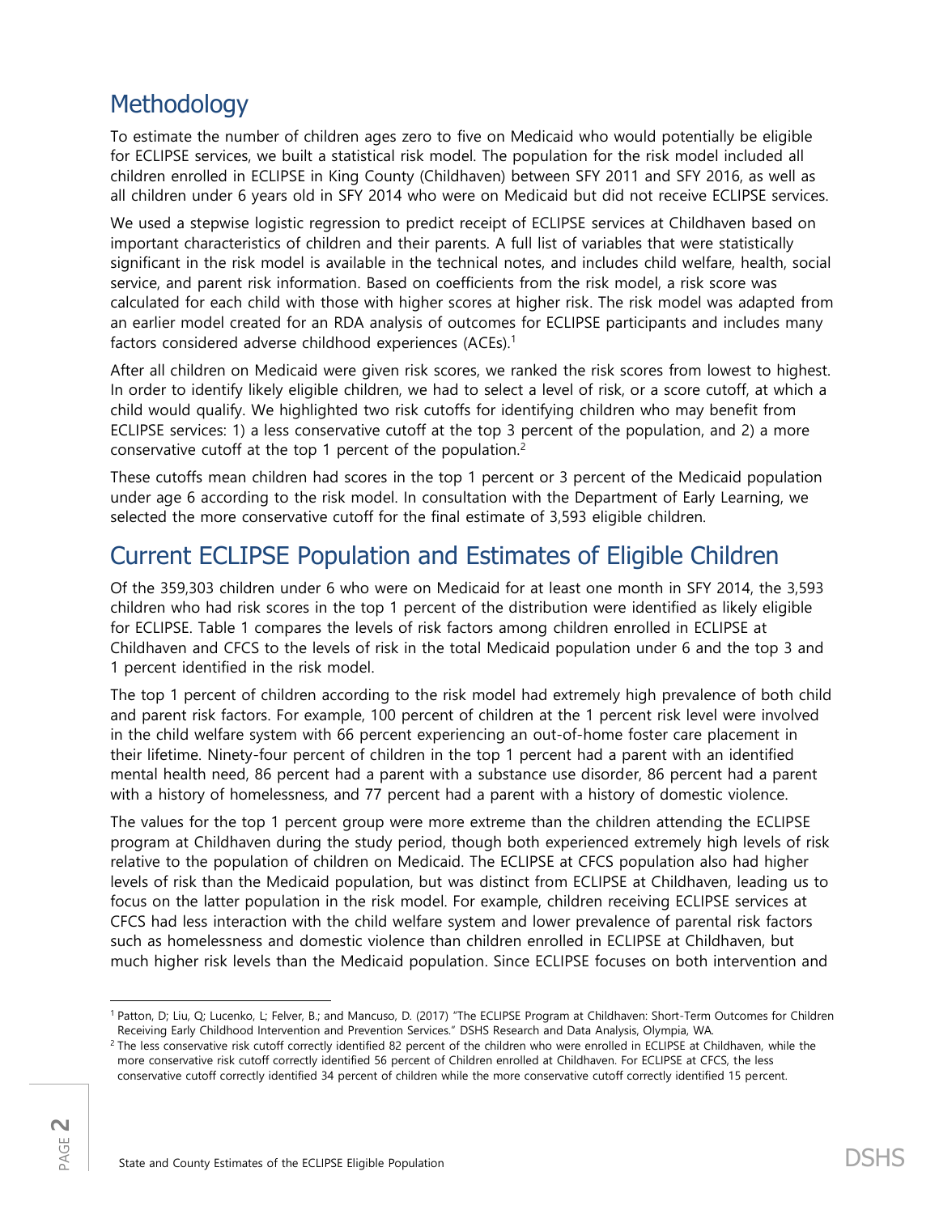## Methodology

To estimate the number of children ages zero to five on Medicaid who would potentially be eligible for ECLIPSE services, we built a statistical risk model. The population for the risk model included all children enrolled in ECLIPSE in King County (Childhaven) between SFY 2011 and SFY 2016, as well as all children under 6 years old in SFY 2014 who were on Medicaid but did not receive ECLIPSE services.

We used a stepwise logistic regression to predict receipt of ECLIPSE services at Childhaven based on important characteristics of children and their parents. A full list of variables that were statistically significant in the risk model is available in the technical notes, and includes child welfare, health, social service, and parent risk information. Based on coefficients from the risk model, a risk score was calculated for each child with those with higher scores at higher risk. The risk model was adapted from an earlier model created for an RDA analysis of outcomes for ECLIPSE participants and includes many factors considered adverse childhood experiences (ACEs).[1]

After all children on Medicaid were given risk scores, we ranked the risk scores from lowest to highest. In order to identify likely eligible children, we had to select a level of risk, or a score cutoff, at which a child would qualify. We highlighted two risk cutoffs for identifying children who may benefit from ECLIPSE services: 1) a less conservative cutoff at the top 3 percent of the population, and 2) a more conservative cutoff at the top 1 percent of the population.[2]

These cutoffs mean children had scores in the top 1 percent or 3 percent of the Medicaid population under age 6 according to the risk model. In consultation with the Department of Early Learning, we selected the more conservative cutoff for the final estimate of 3,593 eligible children.

## Current ECLIPSE Population and Estimates of Eligible Children

Of the 359,303 children under 6 who were on Medicaid for at least one month in SFY 2014, the 3,593 children who had risk scores in the top 1 percent of the distribution were identified as likely eligible for ECLIPSE. Table 1 compares the levels of risk factors among children enrolled in ECLIPSE at Childhaven and CFCS to the levels of risk in the total Medicaid population under 6 and the top 3 and 1 percent identified in the risk model.

The top 1 percent of children according to the risk model had extremely high prevalence of both child and parent risk factors. For example, 100 percent of children at the 1 percent risk level were involved in the child welfare system with 66 percent experiencing an out-of-home foster care placement in their lifetime. Ninety-four percent of children in the top 1 percent had a parent with an identified mental health need, 86 percent had a parent with a substance use disorder, 86 percent had a parent with a history of homelessness, and 77 percent had a parent with a history of domestic violence.

The values for the top 1 percent group were more extreme than the children attending the ECLIPSE program at Childhaven during the study period, though both experienced extremely high levels of risk relative to the population of children on Medicaid. The ECLIPSE at CFCS population also had higher levels of risk than the Medicaid population, but was distinct from ECLIPSE at Childhaven, leading us to focus on the latter population in the risk model. For example, children receiving ECLIPSE services at CFCS had less interaction with the child welfare system and lower prevalence of parental risk factors such as homelessness and domestic violence than children enrolled in ECLIPSE at Childhaven, but much higher risk levels than the Medicaid population. Since ECLIPSE focuses on both intervention and

---

[1] Patton, D; Liu, Q; Lucenko, L; Felver, B.; and Mancuso, D. (2017) "The ECLIPSE Program at Childhaven: Short-Term Outcomes for Children Receiving Early Childhood Intervention and Prevention Services." DSHS Research and Data Analysis, Olympia, WA.

[2] The less conservative risk cutoff correctly identified 82 percent of the children who were enrolled in ECLIPSE at Childhaven, while the more conservative risk cutoff correctly identified 56 percent of Children enrolled at Childhaven. For ECLIPSE at CFCS, the less conservative cutoff correctly identified 34 percent of children while the more conservative cutoff correctly identified 15 percent.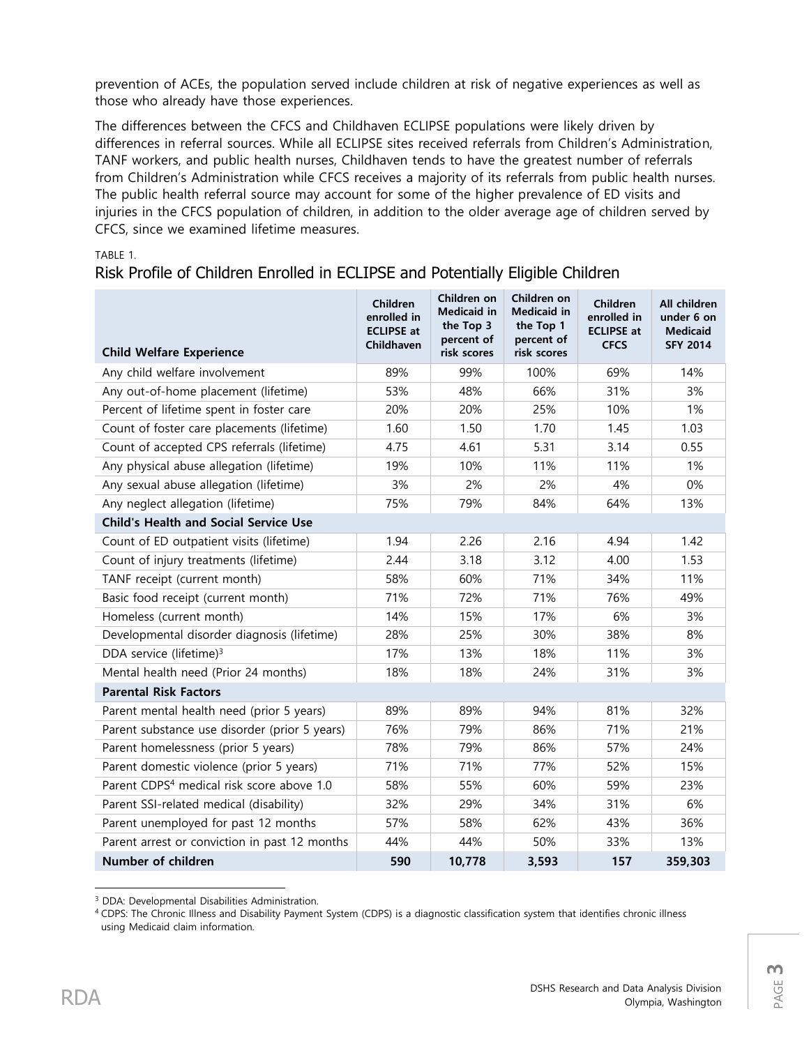prevention of ACEs, the population served include children at risk of negative experiences as well as those who already have those experiences.

The differences between the CFCS and Childhaven ECLIPSE populations were likely driven by differences in referral sources. While all ECLIPSE sites received referrals from Children's Administration, TANF workers, and public health nurses, Childhaven tends to have the greatest number of referrals from Children's Administration while CFCS receives a majority of its referrals from public health nurses. The public health referral source may account for some of the higher prevalence of ED visits and injuries in the CFCS population of children, in addition to the older average age of children served by CFCS, since we examined lifetime measures.

TABLE 1.

## Risk Profile of Children Enrolled in ECLIPSE and Potentially Eligible Children

| Child Welfare Experience | Children enrolled in ECLIPSE at Childhaven | Children on Medicaid in the Top 3 percent of risk scores | Children on Medicaid in the Top 1 percent of risk scores | Children enrolled in ECLIPSE at CFCS | All children under 6 on Medicaid SFY 2014 |
|---|---|---|---|---|---|
| Any child welfare involvement | 89% | 99% | 100% | 69% | 14% |
| Any out-of-home placement (lifetime) | 53% | 48% | 66% | 31% | 3% |
| Percent of lifetime spent in foster care | 20% | 20% | 25% | 10% | 1% |
| Count of foster care placements (lifetime) | 1.60 | 1.50 | 1.70 | 1.45 | 1.03 |
| Count of accepted CPS referrals (lifetime) | 4.75 | 4.61 | 5.31 | 3.14 | 0.55 |
| Any physical abuse allegation (lifetime) | 19% | 10% | 11% | 11% | 1% |
| Any sexual abuse allegation (lifetime) | 3% | 2% | 2% | 4% | 0% |
| Any neglect allegation (lifetime) | 75% | 79% | 84% | 64% | 13% |
| **Child's Health and Social Service Use** | | | | | |
| Count of ED outpatient visits (lifetime) | 1.94 | 2.26 | 2.16 | 4.94 | 1.42 |
| Count of injury treatments (lifetime) | 2.44 | 3.18 | 3.12 | 4.00 | 1.53 |
| TANF receipt (current month) | 58% | 60% | 71% | 34% | 11% |
| Basic food receipt (current month) | 71% | 72% | 71% | 76% | 49% |
| Homeless (current month) | 14% | 15% | 17% | 6% | 3% |
| Developmental disorder diagnosis (lifetime) | 28% | 25% | 30% | 38% | 8% |
| DDA service (lifetime)[3] | 17% | 13% | 18% | 11% | 3% |
| Mental health need (Prior 24 months) | 18% | 18% | 24% | 31% | 3% |
| **Parental Risk Factors** | | | | | |
| Parent mental health need (prior 5 years) | 89% | 89% | 94% | 81% | 32% |
| Parent substance use disorder (prior 5 years) | 76% | 79% | 86% | 71% | 21% |
| Parent homelessness (prior 5 years) | 78% | 79% | 86% | 57% | 24% |
| Parent domestic violence (prior 5 years) | 71% | 71% | 77% | 52% | 15% |
| Parent CDPS[4] medical risk score above 1.0 | 58% | 55% | 60% | 59% | 23% |
| Parent SSI-related medical (disability) | 32% | 29% | 34% | 31% | 6% |
| Parent unemployed for past 12 months | 57% | 58% | 62% | 43% | 36% |
| Parent arrest or conviction in past 12 months | 44% | 44% | 50% | 33% | 13% |
| **Number of children** | **590** | **10,778** | **3,593** | **157** | **359,303** |

[3] DDA: Developmental Disabilities Administration.

[4] CDPS: The Chronic Illness and Disability Payment System (CDPS) is a diagnostic classification system that identifies chronic illness using Medicaid claim information.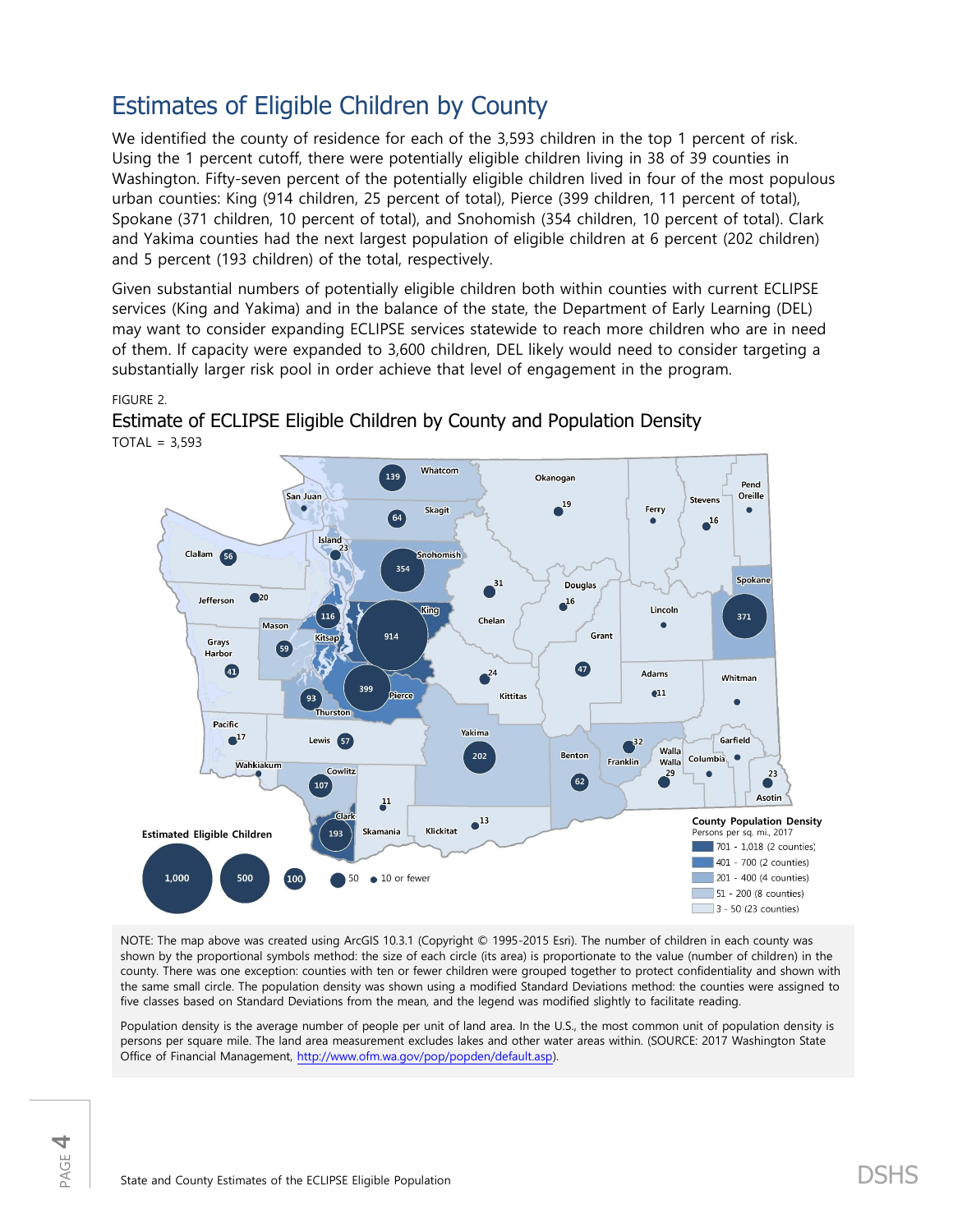## Estimates of Eligible Children by County

We identified the county of residence for each of the 3,593 children in the top 1 percent of risk. Using the 1 percent cutoff, there were potentially eligible children living in 38 of 39 counties in Washington. Fifty-seven percent of the potentially eligible children lived in four of the most populous urban counties: King (914 children, 25 percent of total), Pierce (399 children, 11 percent of total), Spokane (371 children, 10 percent of total), and Snohomish (354 children, 10 percent of total). Clark and Yakima counties had the next largest population of eligible children at 6 percent (202 children) and 5 percent (193 children) of the total, respectively.

Given substantial numbers of potentially eligible children both within counties with current ECLIPSE services (King and Yakima) and in the balance of the state, the Department of Early Learning (DEL) may want to consider expanding ECLIPSE services statewide to reach more children who are in need of them. If capacity were expanded to 3,600 children, DEL likely would need to consider targeting a substantially larger risk pool in order achieve that level of engagement in the program.

FIGURE 2.

### Estimate of ECLIPSE Eligible Children by County and Population Density

TOTAL = 3,593

NOTE: The map above was created using ArcGIS 10.3.1 (Copyright © 1995-2015 Esri). The number of children in each county was shown by the proportional symbols method: the size of each circle (its area) is proportionate to the value (number of children) in the county. There was one exception: counties with ten or fewer children were grouped together to protect confidentiality and shown with the same small circle. The population density was shown using a modified Standard Deviations method: the counties were assigned to five classes based on Standard Deviations from the mean, and the legend was modified slightly to facilitate reading.

Population density is the average number of people per unit of land area. In the U.S., the most common unit of population density is persons per square mile. The land area measurement excludes lakes and other water areas within. (SOURCE: 2017 Washington State Office of Financial Management, http://www.ofm.wa.gov/pop/popden/default.asp).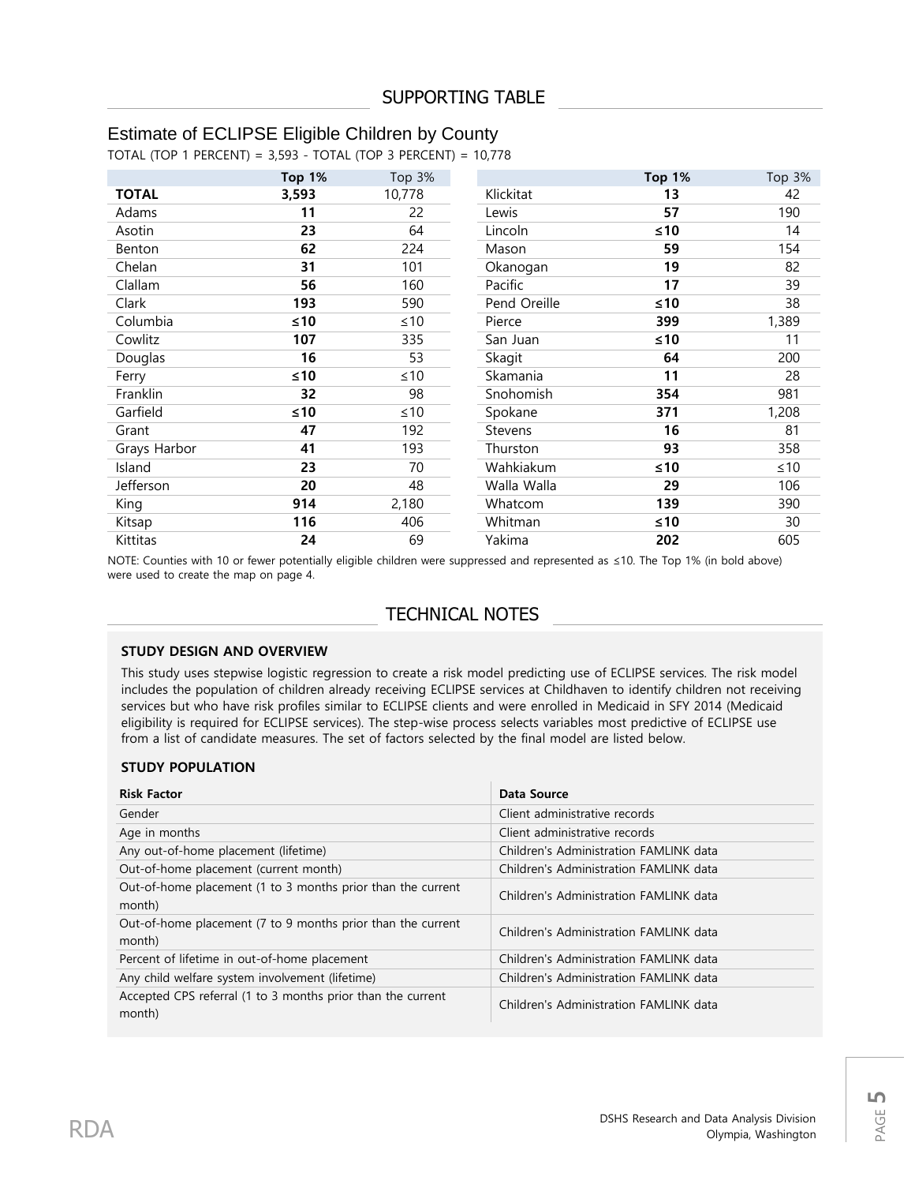## SUPPORTING TABLE

### Estimate of ECLIPSE Eligible Children by County

TOTAL (TOP 1 PERCENT) = 3,593 - TOTAL (TOP 3 PERCENT) = 10,778

| | **Top 1%** | Top 3% |
|---|---|---|
| **TOTAL** | **3,593** | 10,778 |
| Adams | **11** | 22 |
| Asotin | **23** | 64 |
| Benton | **62** | 224 |
| Chelan | **31** | 101 |
| Clallam | **56** | 160 |
| Clark | **193** | 590 |
| Columbia | **≤10** | ≤10 |
| Cowlitz | **107** | 335 |
| Douglas | **16** | 53 |
| Ferry | **≤10** | ≤10 |
| Franklin | **32** | 98 |
| Garfield | **≤10** | ≤10 |
| Grant | **47** | 192 |
| Grays Harbor | **41** | 193 |
| Island | **23** | 70 |
| Jefferson | **20** | 48 |
| King | **914** | 2,180 |
| Kitsap | **116** | 406 |
| Kittitas | **24** | 69 |
| Klickitat | **13** | 42 |
| Lewis | **57** | 190 |
| Lincoln | **≤10** | 14 |
| Mason | **59** | 154 |
| Okanogan | **19** | 82 |
| Pacific | **17** | 39 |
| Pend Oreille | **≤10** | 38 |
| Pierce | **399** | 1,389 |
| San Juan | **≤10** | 11 |
| Skagit | **64** | 200 |
| Skamania | **11** | 28 |
| Snohomish | **354** | 981 |
| Spokane | **371** | 1,208 |
| Stevens | **16** | 81 |
| Thurston | **93** | 358 |
| Wahkiakum | **≤10** | ≤10 |
| Walla Walla | **29** | 106 |
| Whatcom | **139** | 390 |
| Whitman | **≤10** | 30 |
| Yakima | **202** | 605 |

NOTE: Counties with 10 or fewer potentially eligible children were suppressed and represented as ≤10. The Top 1% (in bold above) were used to create the map on page 4.

## TECHNICAL NOTES

### STUDY DESIGN AND OVERVIEW

This study uses stepwise logistic regression to create a risk model predicting use of ECLIPSE services. The risk model includes the population of children already receiving ECLIPSE services at Childhaven to identify children not receiving services but who have risk profiles similar to ECLIPSE clients and were enrolled in Medicaid in SFY 2014 (Medicaid eligibility is required for ECLIPSE services). The step-wise process selects variables most predictive of ECLIPSE use from a list of candidate measures. The set of factors selected by the final model are listed below.

### STUDY POPULATION

| Risk Factor | Data Source |
|---|---|
| Gender | Client administrative records |
| Age in months | Client administrative records |
| Any out-of-home placement (lifetime) | Children's Administration FAMLINK data |
| Out-of-home placement (current month) | Children's Administration FAMLINK data |
| Out-of-home placement (1 to 3 months prior than the current month) | Children's Administration FAMLINK data |
| Out-of-home placement (7 to 9 months prior than the current month) | Children's Administration FAMLINK data |
| Percent of lifetime in out-of-home placement | Children's Administration FAMLINK data |
| Any child welfare system involvement (lifetime) | Children's Administration FAMLINK data |
| Accepted CPS referral (1 to 3 months prior than the current month) | Children's Administration FAMLINK data |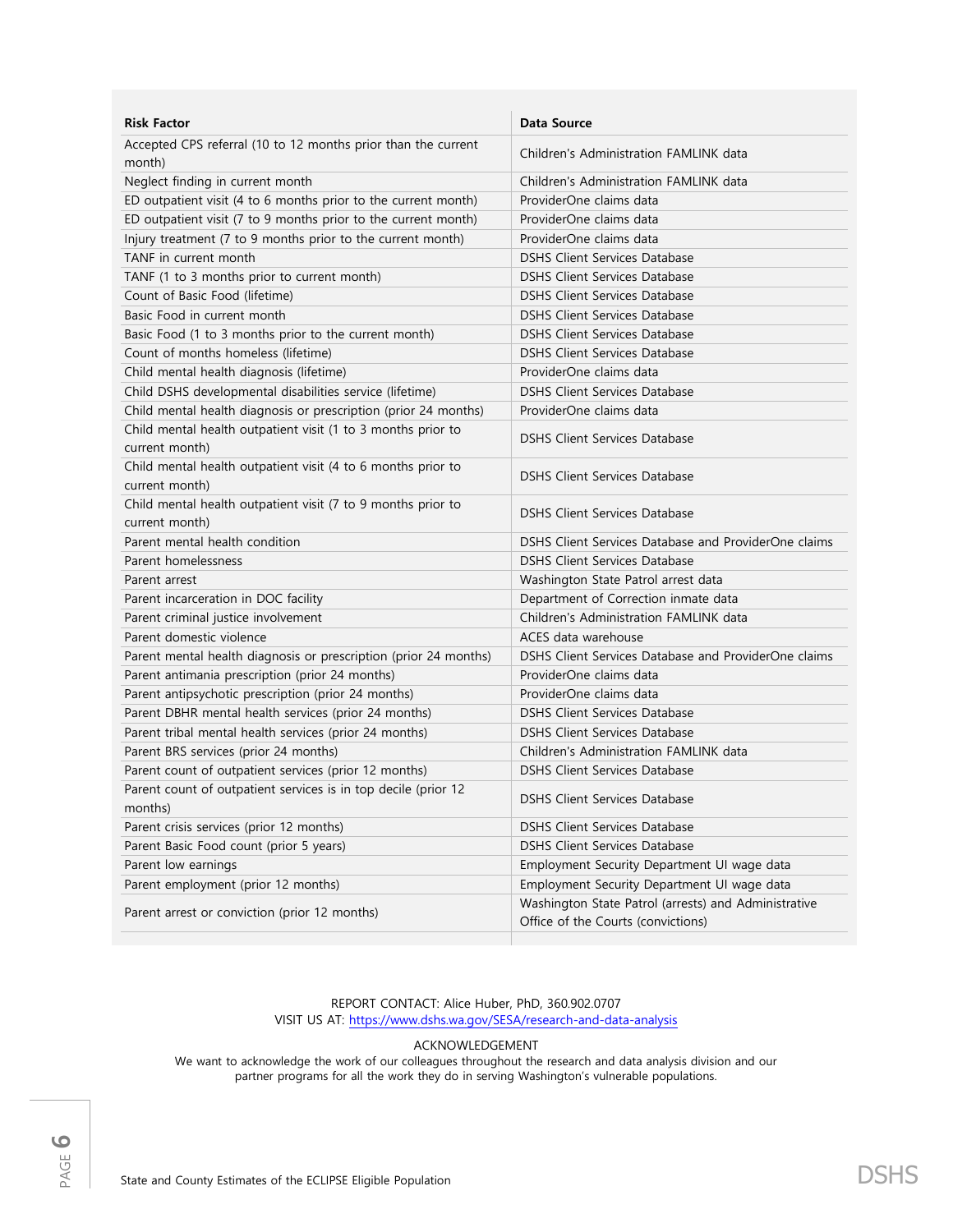| Risk Factor | Data Source |
|---|---|
| Accepted CPS referral (10 to 12 months prior than the current month) | Children's Administration FAMLINK data |
| Neglect finding in current month | Children's Administration FAMLINK data |
| ED outpatient visit (4 to 6 months prior to the current month) | ProviderOne claims data |
| ED outpatient visit (7 to 9 months prior to the current month) | ProviderOne claims data |
| Injury treatment (7 to 9 months prior to the current month) | ProviderOne claims data |
| TANF in current month | DSHS Client Services Database |
| TANF (1 to 3 months prior to current month) | DSHS Client Services Database |
| Count of Basic Food (lifetime) | DSHS Client Services Database |
| Basic Food in current month | DSHS Client Services Database |
| Basic Food (1 to 3 months prior to the current month) | DSHS Client Services Database |
| Count of months homeless (lifetime) | DSHS Client Services Database |
| Child mental health diagnosis (lifetime) | ProviderOne claims data |
| Child DSHS developmental disabilities service (lifetime) | DSHS Client Services Database |
| Child mental health diagnosis or prescription (prior 24 months) | ProviderOne claims data |
| Child mental health outpatient visit (1 to 3 months prior to current month) | DSHS Client Services Database |
| Child mental health outpatient visit (4 to 6 months prior to current month) | DSHS Client Services Database |
| Child mental health outpatient visit (7 to 9 months prior to current month) | DSHS Client Services Database |
| Parent mental health condition | DSHS Client Services Database and ProviderOne claims |
| Parent homelessness | DSHS Client Services Database |
| Parent arrest | Washington State Patrol arrest data |
| Parent incarceration in DOC facility | Department of Correction inmate data |
| Parent criminal justice involvement | Children's Administration FAMLINK data |
| Parent domestic violence | ACES data warehouse |
| Parent mental health diagnosis or prescription (prior 24 months) | DSHS Client Services Database and ProviderOne claims |
| Parent antimania prescription (prior 24 months) | ProviderOne claims data |
| Parent antipsychotic prescription (prior 24 months) | ProviderOne claims data |
| Parent DBHR mental health services (prior 24 months) | DSHS Client Services Database |
| Parent tribal mental health services (prior 24 months) | DSHS Client Services Database |
| Parent BRS services (prior 24 months) | Children's Administration FAMLINK data |
| Parent count of outpatient services (prior 12 months) | DSHS Client Services Database |
| Parent count of outpatient services is in top decile (prior 12 months) | DSHS Client Services Database |
| Parent crisis services (prior 12 months) | DSHS Client Services Database |
| Parent Basic Food count (prior 5 years) | DSHS Client Services Database |
| Parent low earnings | Employment Security Department UI wage data |
| Parent employment (prior 12 months) | Employment Security Department UI wage data |
| Parent arrest or conviction (prior 12 months) | Washington State Patrol (arrests) and Administrative Office of the Courts (convictions) |

REPORT CONTACT: Alice Huber, PhD, 360.902.0707
VISIT US AT: https://www.dshs.wa.gov/SESA/research-and-data-analysis

ACKNOWLEDGEMENT
We want to acknowledge the work of our colleagues throughout the research and data analysis division and our partner programs for all the work they do in serving Washington's vulnerable populations.